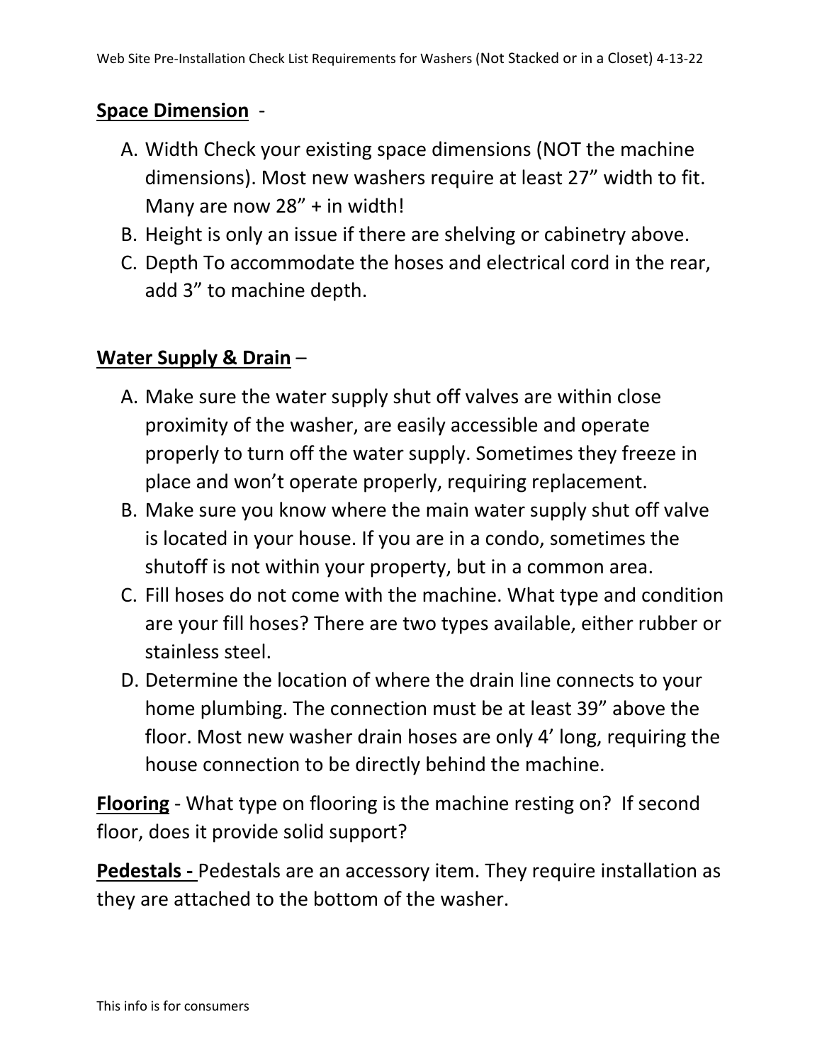Web Site Pre-Installation Check List Requirements for Washers (Not Stacked or in a Closet) 4-13-22

**Space Dimension** -

A. Width Check your existing space dimensions (NOT the machine dimensions). Most new washers require at least 27” width to fit. Many are now 28” + in width!
B. Height is only an issue if there are shelving or cabinetry above.
C. Depth To accommodate the hoses and electrical cord in the rear, add 3” to machine depth.

**Water Supply & Drain** –

A. Make sure the water supply shut off valves are within close proximity of the washer, are easily accessible and operate properly to turn off the water supply. Sometimes they freeze in place and won’t operate properly, requiring replacement.
B. Make sure you know where the main water supply shut off valve is located in your house. If you are in a condo, sometimes the shutoff is not within your property, but in a common area.
C. Fill hoses do not come with the machine. What type and condition are your fill hoses? There are two types available, either rubber or stainless steel.
D. Determine the location of where the drain line connects to your home plumbing. The connection must be at least 39” above the floor. Most new washer drain hoses are only 4’ long, requiring the house connection to be directly behind the machine.

**Flooring** - What type on flooring is the machine resting on? If second floor, does it provide solid support?

**Pedestals -** Pedestals are an accessory item. They require installation as they are attached to the bottom of the washer.

This info is for consumers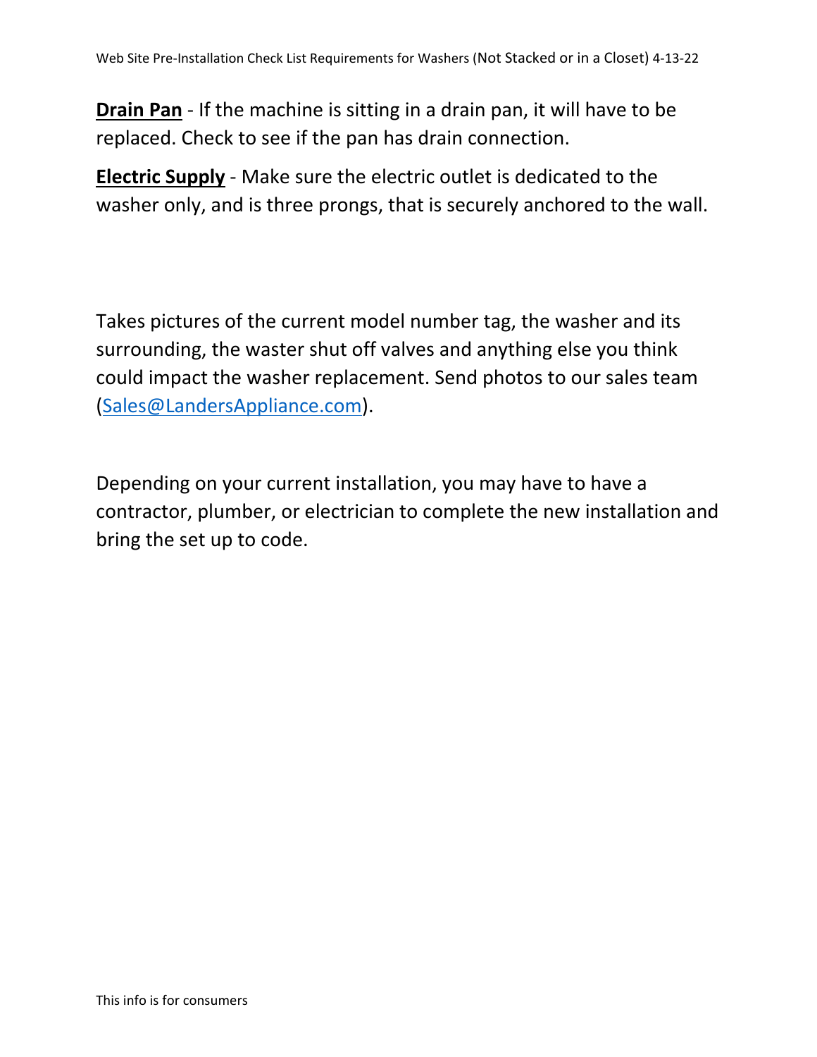**Drain Pan** - If the machine is sitting in a drain pan, it will have to be replaced. Check to see if the pan has drain connection.

**Electric Supply** - Make sure the electric outlet is dedicated to the washer only, and is three prongs, that is securely anchored to the wall.

Takes pictures of the current model number tag, the washer and its surrounding, the waster shut off valves and anything else you think could impact the washer replacement. Send photos to our sales team (Sales@LandersAppliance.com).

Depending on your current installation, you may have to have a contractor, plumber, or electrician to complete the new installation and bring the set up to code.